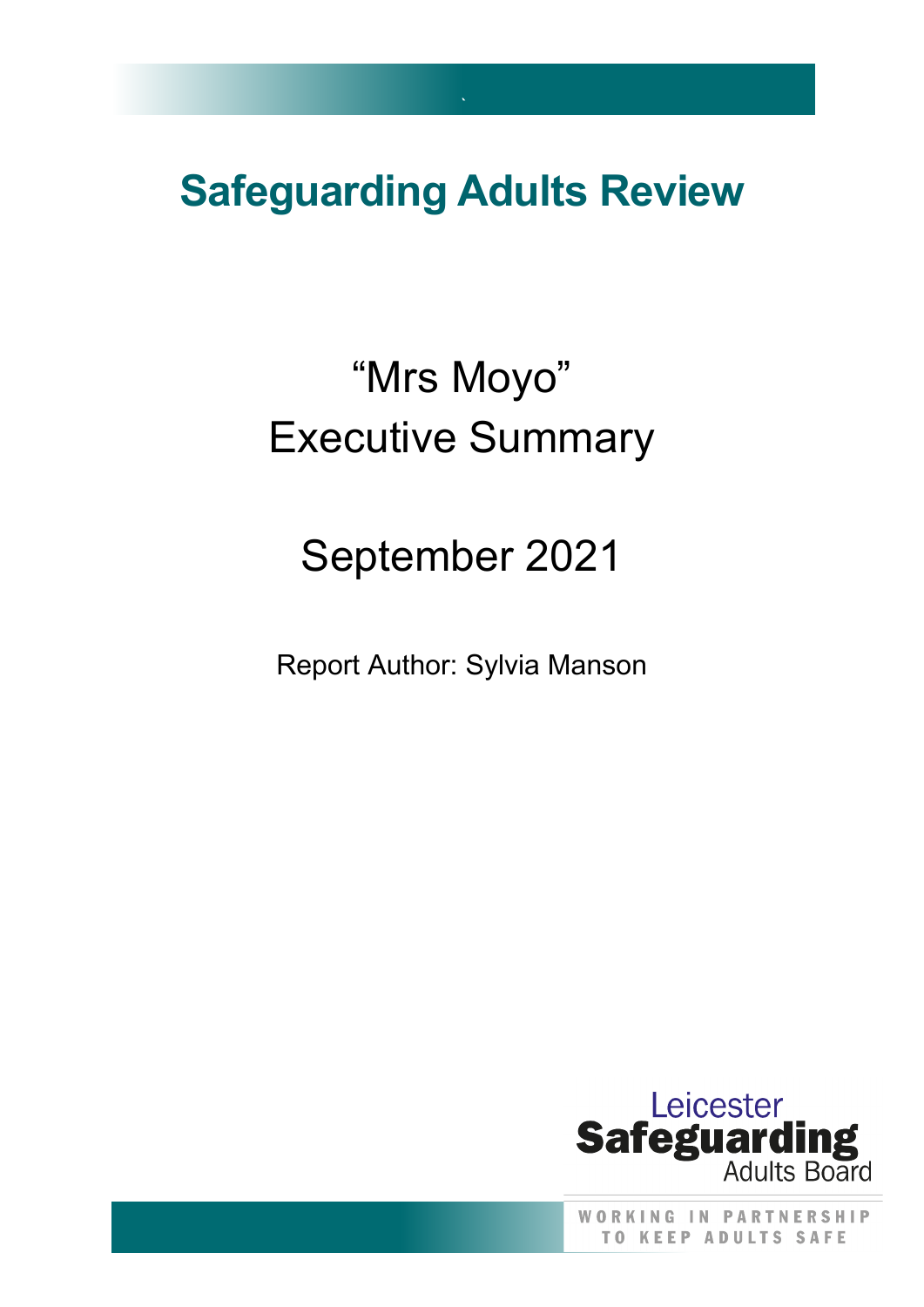# Safeguarding Adults Review

“Mrs Moyo”
Executive Summary

September 2021

Report Author: Sylvia Manson

Leicester Safeguarding Adults Board

WORKING IN PARTNERSHIP TO KEEP ADULTS SAFE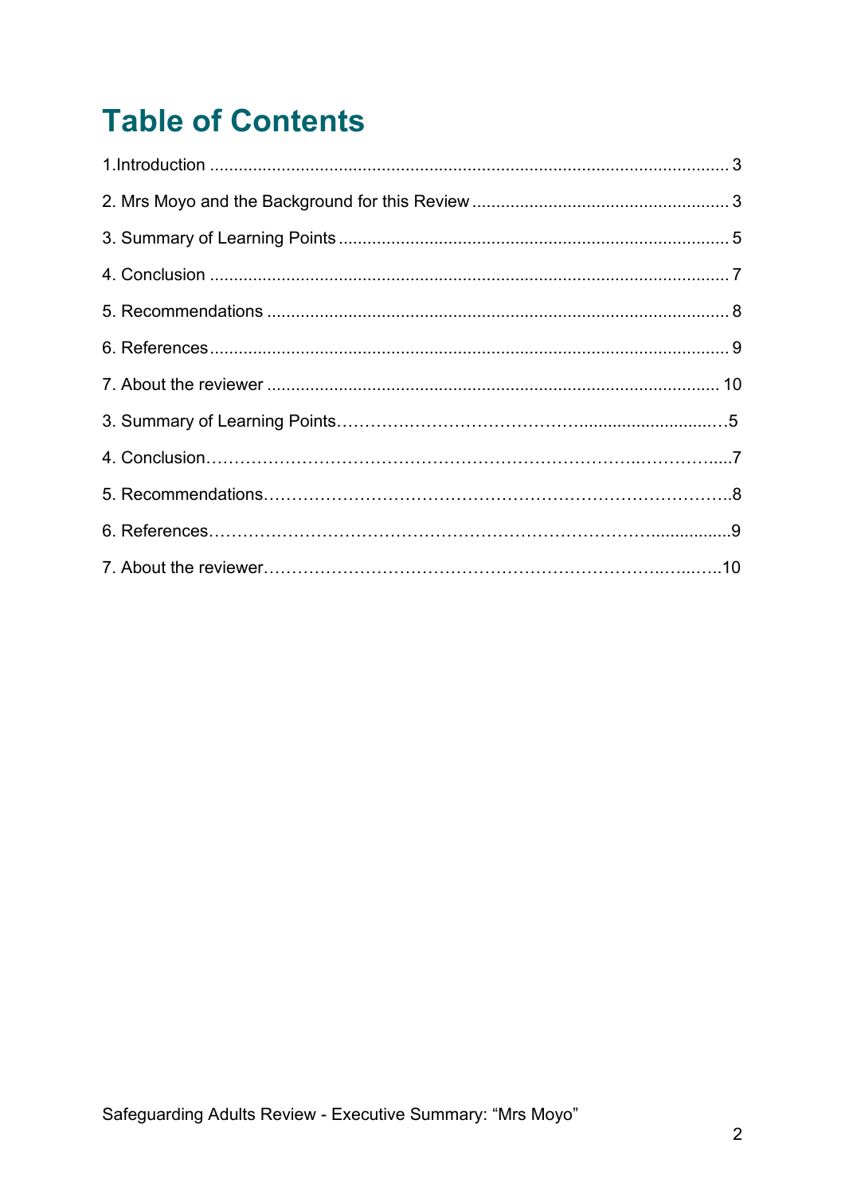# Table of Contents

1.Introduction ............................................................................................................ 3

2. Mrs Moyo and the Background for this Review ..................................................... 3

3. Summary of Learning Points ................................................................................. 5

4. Conclusion ............................................................................................................ 7

5. Recommendations ................................................................................................ 8

6. References ............................................................................................................ 9

7. About the reviewer ............................................................................................. 10

3. Summary of Learning Points………………………………….............................…5

4. Conclusion…………………………………………………………………..…………....7

5. Recommendations…………………………………………………………………….8

6. References……………………………………………………………………................9

7. About the reviewer……………………………………………………………..…..…..10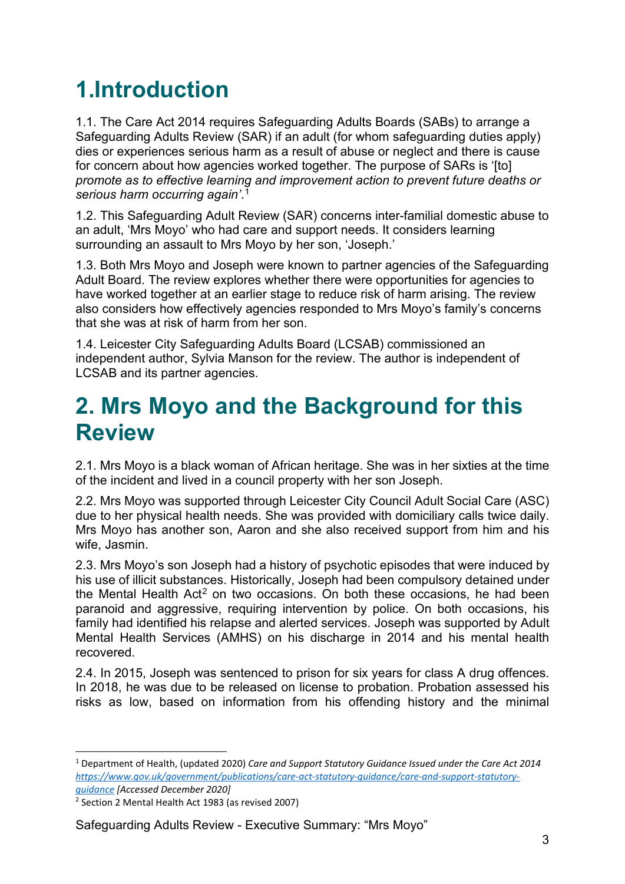# 1.Introduction

1.1. The Care Act 2014 requires Safeguarding Adults Boards (SABs) to arrange a Safeguarding Adults Review (SAR) if an adult (for whom safeguarding duties apply) dies or experiences serious harm as a result of abuse or neglect and there is cause for concern about how agencies worked together. The purpose of SARs is '[to] *promote as to effective learning and improvement action to prevent future deaths or serious harm occurring again'*.[1]

1.2. This Safeguarding Adult Review (SAR) concerns inter-familial domestic abuse to an adult, 'Mrs Moyo' who had care and support needs. It considers learning surrounding an assault to Mrs Moyo by her son, 'Joseph.'

1.3. Both Mrs Moyo and Joseph were known to partner agencies of the Safeguarding Adult Board. The review explores whether there were opportunities for agencies to have worked together at an earlier stage to reduce risk of harm arising. The review also considers how effectively agencies responded to Mrs Moyo's family's concerns that she was at risk of harm from her son.

1.4. Leicester City Safeguarding Adults Board (LCSAB) commissioned an independent author, Sylvia Manson for the review. The author is independent of LCSAB and its partner agencies.

# 2. Mrs Moyo and the Background for this Review

2.1. Mrs Moyo is a black woman of African heritage. She was in her sixties at the time of the incident and lived in a council property with her son Joseph.

2.2. Mrs Moyo was supported through Leicester City Council Adult Social Care (ASC) due to her physical health needs. She was provided with domiciliary calls twice daily. Mrs Moyo has another son, Aaron and she also received support from him and his wife, Jasmin.

2.3. Mrs Moyo's son Joseph had a history of psychotic episodes that were induced by his use of illicit substances. Historically, Joseph had been compulsory detained under the Mental Health Act[2] on two occasions. On both these occasions, he had been paranoid and aggressive, requiring intervention by police. On both occasions, his family had identified his relapse and alerted services. Joseph was supported by Adult Mental Health Services (AMHS) on his discharge in 2014 and his mental health recovered.

2.4. In 2015, Joseph was sentenced to prison for six years for class A drug offences. In 2018, he was due to be released on license to probation. Probation assessed his risks as low, based on information from his offending history and the minimal

---

[1] Department of Health, (updated 2020) *Care and Support Statutory Guidance Issued under the Care Act 2014* *https://www.gov.uk/government/publications/care-act-statutory-guidance/care-and-support-statutory-guidance* *[Accessed December 2020]*

[2] Section 2 Mental Health Act 1983 (as revised 2007)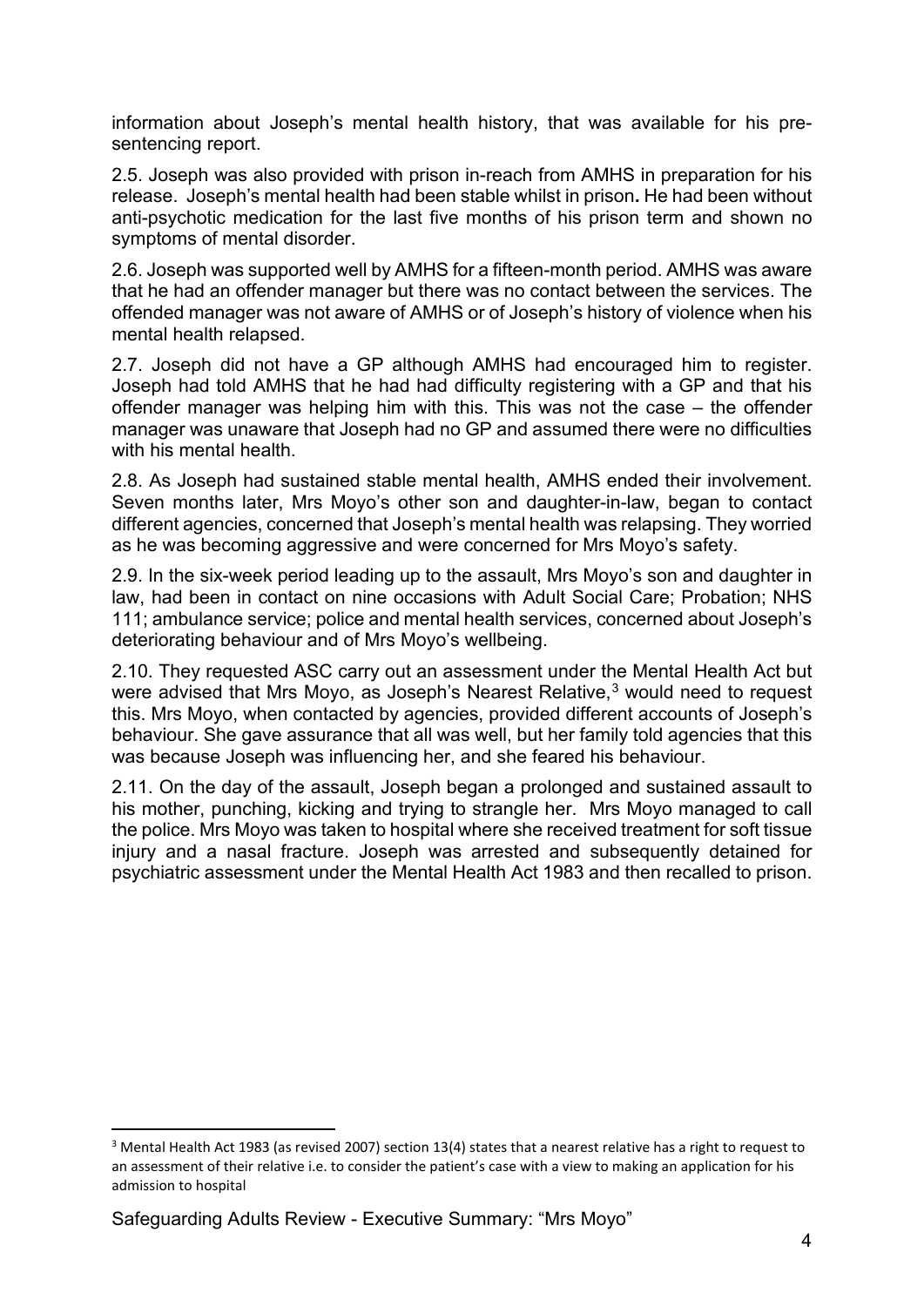information about Joseph's mental health history, that was available for his pre-sentencing report.

2.5. Joseph was also provided with prison in-reach from AMHS in preparation for his release. Joseph's mental health had been stable whilst in prison**.** He had been without anti-psychotic medication for the last five months of his prison term and shown no symptoms of mental disorder.

2.6. Joseph was supported well by AMHS for a fifteen-month period. AMHS was aware that he had an offender manager but there was no contact between the services. The offended manager was not aware of AMHS or of Joseph's history of violence when his mental health relapsed.

2.7. Joseph did not have a GP although AMHS had encouraged him to register. Joseph had told AMHS that he had had difficulty registering with a GP and that his offender manager was helping him with this. This was not the case – the offender manager was unaware that Joseph had no GP and assumed there were no difficulties with his mental health.

2.8. As Joseph had sustained stable mental health, AMHS ended their involvement. Seven months later, Mrs Moyo's other son and daughter-in-law, began to contact different agencies, concerned that Joseph's mental health was relapsing. They worried as he was becoming aggressive and were concerned for Mrs Moyo's safety.

2.9. In the six-week period leading up to the assault, Mrs Moyo's son and daughter in law, had been in contact on nine occasions with Adult Social Care; Probation; NHS 111; ambulance service; police and mental health services, concerned about Joseph's deteriorating behaviour and of Mrs Moyo's wellbeing.

2.10. They requested ASC carry out an assessment under the Mental Health Act but were advised that Mrs Moyo, as Joseph's Nearest Relative,[3] would need to request this. Mrs Moyo, when contacted by agencies, provided different accounts of Joseph's behaviour. She gave assurance that all was well, but her family told agencies that this was because Joseph was influencing her, and she feared his behaviour.

2.11. On the day of the assault, Joseph began a prolonged and sustained assault to his mother, punching, kicking and trying to strangle her. Mrs Moyo managed to call the police. Mrs Moyo was taken to hospital where she received treatment for soft tissue injury and a nasal fracture. Joseph was arrested and subsequently detained for psychiatric assessment under the Mental Health Act 1983 and then recalled to prison.

---

[3] Mental Health Act 1983 (as revised 2007) section 13(4) states that a nearest relative has a right to request to an assessment of their relative i.e. to consider the patient's case with a view to making an application for his admission to hospital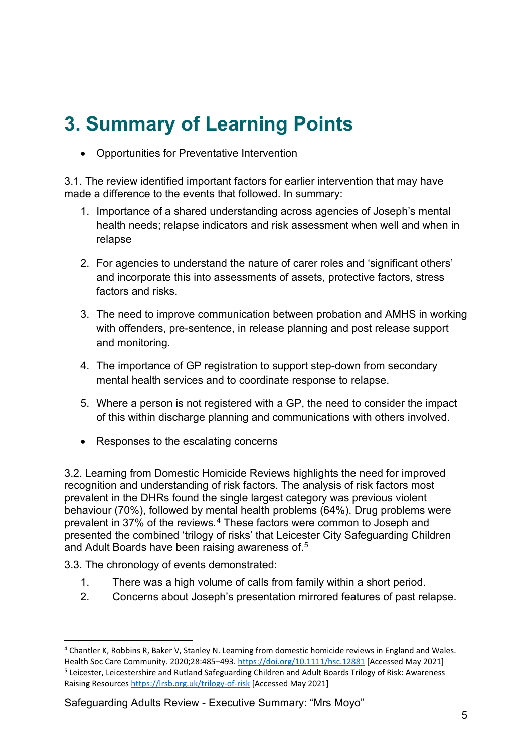# 3. Summary of Learning Points

- Opportunities for Preventative Intervention

3.1. The review identified important factors for earlier intervention that may have made a difference to the events that followed. In summary:

1. Importance of a shared understanding across agencies of Joseph's mental health needs; relapse indicators and risk assessment when well and when in relapse
2. For agencies to understand the nature of carer roles and 'significant others' and incorporate this into assessments of assets, protective factors, stress factors and risks.
3. The need to improve communication between probation and AMHS in working with offenders, pre-sentence, in release planning and post release support and monitoring.
4. The importance of GP registration to support step-down from secondary mental health services and to coordinate response to relapse.
5. Where a person is not registered with a GP, the need to consider the impact of this within discharge planning and communications with others involved.

- Responses to the escalating concerns

3.2. Learning from Domestic Homicide Reviews highlights the need for improved recognition and understanding of risk factors. The analysis of risk factors most prevalent in the DHRs found the single largest category was previous violent behaviour (70%), followed by mental health problems (64%). Drug problems were prevalent in 37% of the reviews.[4] These factors were common to Joseph and presented the combined 'trilogy of risks' that Leicester City Safeguarding Children and Adult Boards have been raising awareness of.[5]

3.3. The chronology of events demonstrated:

1. There was a high volume of calls from family within a short period.
2. Concerns about Joseph's presentation mirrored features of past relapse.

---

[4] Chantler K, Robbins R, Baker V, Stanley N. Learning from domestic homicide reviews in England and Wales. Health Soc Care Community. 2020;28:485–493. https://doi.org/10.1111/hsc.12881 [Accessed May 2021]

[5] Leicester, Leicestershire and Rutland Safeguarding Children and Adult Boards Trilogy of Risk: Awareness Raising Resources https://lrsb.org.uk/trilogy-of-risk [Accessed May 2021]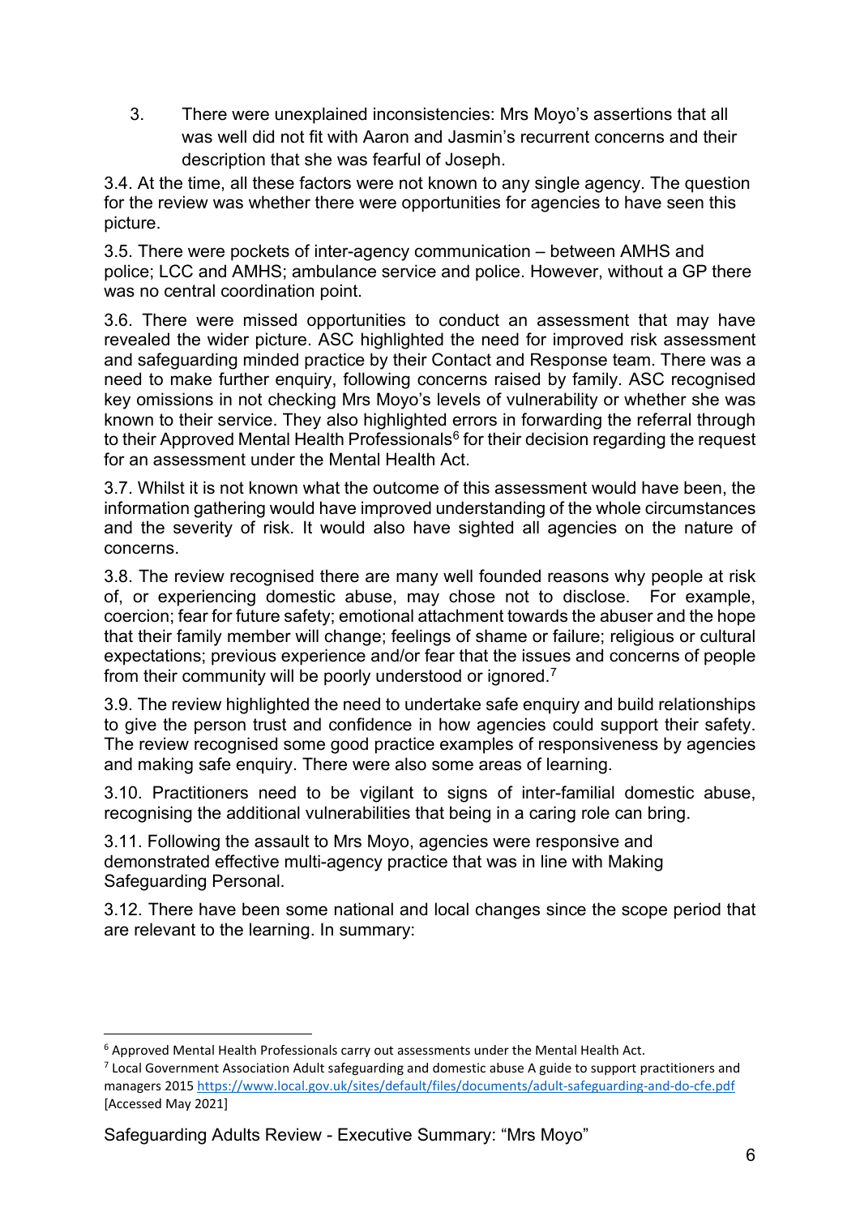3. There were unexplained inconsistencies: Mrs Moyo's assertions that all was well did not fit with Aaron and Jasmin's recurrent concerns and their description that she was fearful of Joseph.

3.4. At the time, all these factors were not known to any single agency. The question for the review was whether there were opportunities for agencies to have seen this picture.

3.5. There were pockets of inter-agency communication – between AMHS and police; LCC and AMHS; ambulance service and police. However, without a GP there was no central coordination point.

3.6. There were missed opportunities to conduct an assessment that may have revealed the wider picture. ASC highlighted the need for improved risk assessment and safeguarding minded practice by their Contact and Response team. There was a need to make further enquiry, following concerns raised by family. ASC recognised key omissions in not checking Mrs Moyo's levels of vulnerability or whether she was known to their service. They also highlighted errors in forwarding the referral through to their Approved Mental Health Professionals[6] for their decision regarding the request for an assessment under the Mental Health Act.

3.7. Whilst it is not known what the outcome of this assessment would have been, the information gathering would have improved understanding of the whole circumstances and the severity of risk. It would also have sighted all agencies on the nature of concerns.

3.8. The review recognised there are many well founded reasons why people at risk of, or experiencing domestic abuse, may chose not to disclose. For example, coercion; fear for future safety; emotional attachment towards the abuser and the hope that their family member will change; feelings of shame or failure; religious or cultural expectations; previous experience and/or fear that the issues and concerns of people from their community will be poorly understood or ignored.[7]

3.9. The review highlighted the need to undertake safe enquiry and build relationships to give the person trust and confidence in how agencies could support their safety. The review recognised some good practice examples of responsiveness by agencies and making safe enquiry. There were also some areas of learning.

3.10. Practitioners need to be vigilant to signs of inter-familial domestic abuse, recognising the additional vulnerabilities that being in a caring role can bring.

3.11. Following the assault to Mrs Moyo, agencies were responsive and demonstrated effective multi-agency practice that was in line with Making Safeguarding Personal.

3.12. There have been some national and local changes since the scope period that are relevant to the learning. In summary:

---

[6] Approved Mental Health Professionals carry out assessments under the Mental Health Act.

[7] Local Government Association Adult safeguarding and domestic abuse A guide to support practitioners and managers 2015 https://www.local.gov.uk/sites/default/files/documents/adult-safeguarding-and-do-cfe.pdf [Accessed May 2021]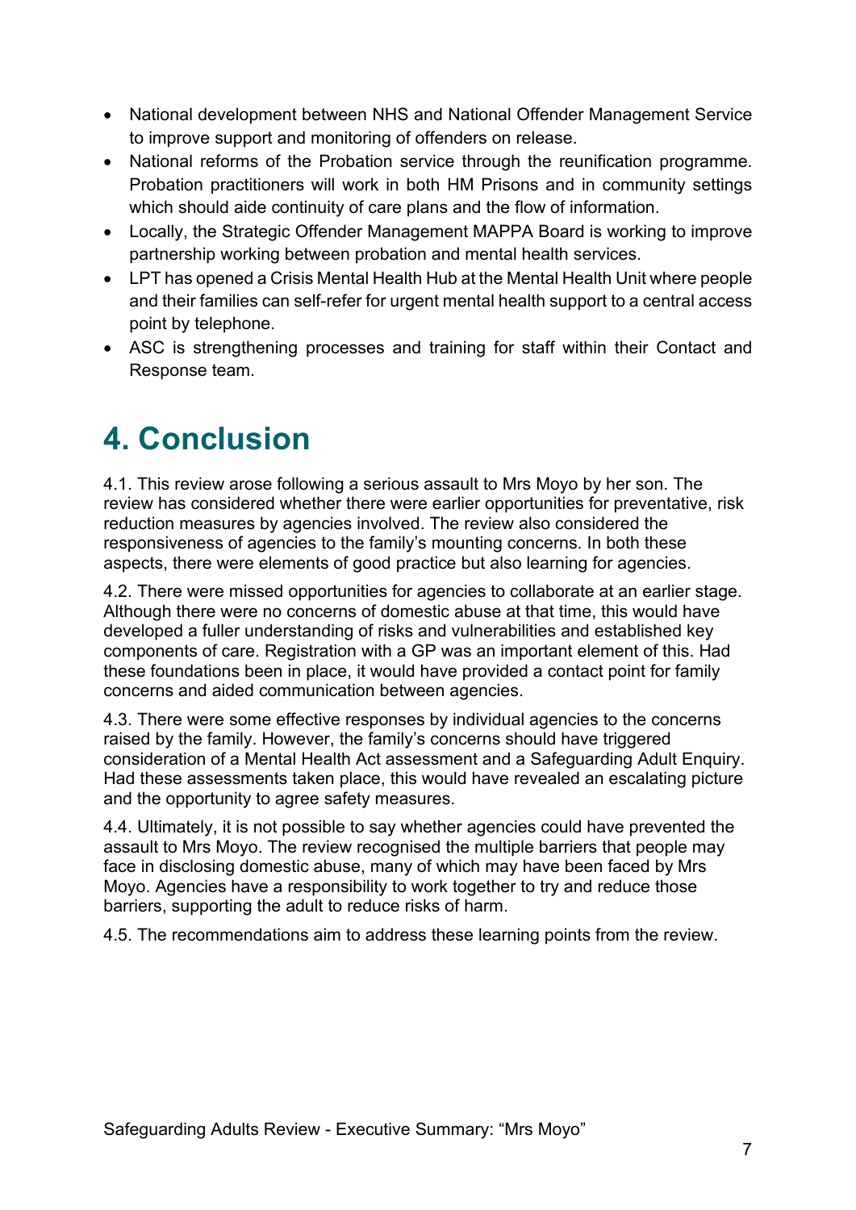- National development between NHS and National Offender Management Service to improve support and monitoring of offenders on release.
- National reforms of the Probation service through the reunification programme. Probation practitioners will work in both HM Prisons and in community settings which should aide continuity of care plans and the flow of information.
- Locally, the Strategic Offender Management MAPPA Board is working to improve partnership working between probation and mental health services.
- LPT has opened a Crisis Mental Health Hub at the Mental Health Unit where people and their families can self-refer for urgent mental health support to a central access point by telephone.
- ASC is strengthening processes and training for staff within their Contact and Response team.

# 4. Conclusion

4.1. This review arose following a serious assault to Mrs Moyo by her son. The review has considered whether there were earlier opportunities for preventative, risk reduction measures by agencies involved. The review also considered the responsiveness of agencies to the family's mounting concerns. In both these aspects, there were elements of good practice but also learning for agencies.

4.2. There were missed opportunities for agencies to collaborate at an earlier stage. Although there were no concerns of domestic abuse at that time, this would have developed a fuller understanding of risks and vulnerabilities and established key components of care. Registration with a GP was an important element of this. Had these foundations been in place, it would have provided a contact point for family concerns and aided communication between agencies.

4.3. There were some effective responses by individual agencies to the concerns raised by the family. However, the family's concerns should have triggered consideration of a Mental Health Act assessment and a Safeguarding Adult Enquiry. Had these assessments taken place, this would have revealed an escalating picture and the opportunity to agree safety measures.

4.4. Ultimately, it is not possible to say whether agencies could have prevented the assault to Mrs Moyo. The review recognised the multiple barriers that people may face in disclosing domestic abuse, many of which may have been faced by Mrs Moyo. Agencies have a responsibility to work together to try and reduce those barriers, supporting the adult to reduce risks of harm.

4.5. The recommendations aim to address these learning points from the review.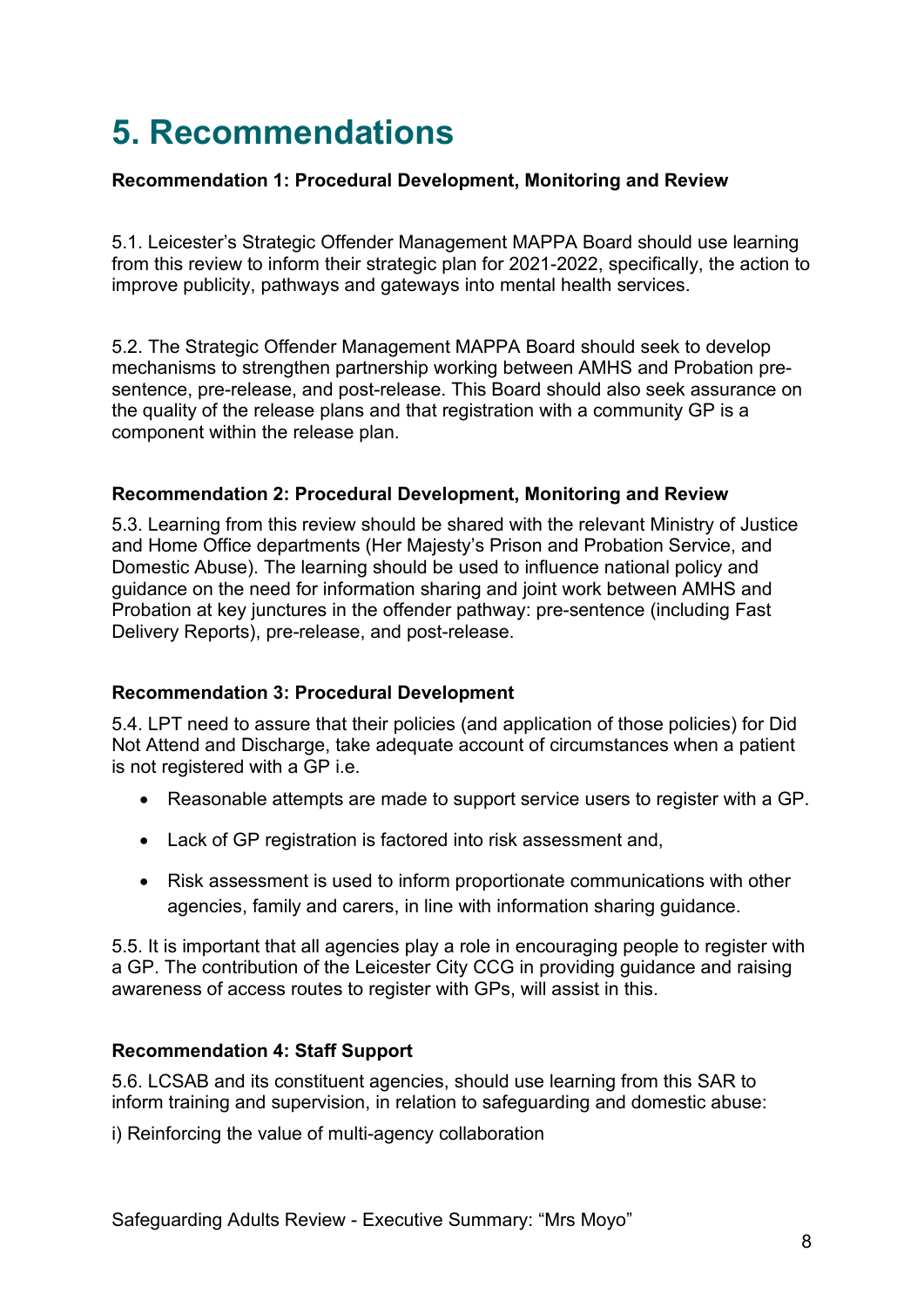# 5. Recommendations

**Recommendation 1: Procedural Development, Monitoring and Review**

5.1. Leicester's Strategic Offender Management MAPPA Board should use learning from this review to inform their strategic plan for 2021-2022, specifically, the action to improve publicity, pathways and gateways into mental health services.

5.2. The Strategic Offender Management MAPPA Board should seek to develop mechanisms to strengthen partnership working between AMHS and Probation pre-sentence, pre-release, and post-release. This Board should also seek assurance on the quality of the release plans and that registration with a community GP is a component within the release plan.

**Recommendation 2: Procedural Development, Monitoring and Review**

5.3. Learning from this review should be shared with the relevant Ministry of Justice and Home Office departments (Her Majesty's Prison and Probation Service, and Domestic Abuse). The learning should be used to influence national policy and guidance on the need for information sharing and joint work between AMHS and Probation at key junctures in the offender pathway: pre-sentence (including Fast Delivery Reports), pre-release, and post-release.

**Recommendation 3: Procedural Development**

5.4. LPT need to assure that their policies (and application of those policies) for Did Not Attend and Discharge, take adequate account of circumstances when a patient is not registered with a GP i.e.

- Reasonable attempts are made to support service users to register with a GP.
- Lack of GP registration is factored into risk assessment and,
- Risk assessment is used to inform proportionate communications with other agencies, family and carers, in line with information sharing guidance.

5.5. It is important that all agencies play a role in encouraging people to register with a GP. The contribution of the Leicester City CCG in providing guidance and raising awareness of access routes to register with GPs, will assist in this.

**Recommendation 4: Staff Support**

5.6. LCSAB and its constituent agencies, should use learning from this SAR to inform training and supervision, in relation to safeguarding and domestic abuse:

i) Reinforcing the value of multi-agency collaboration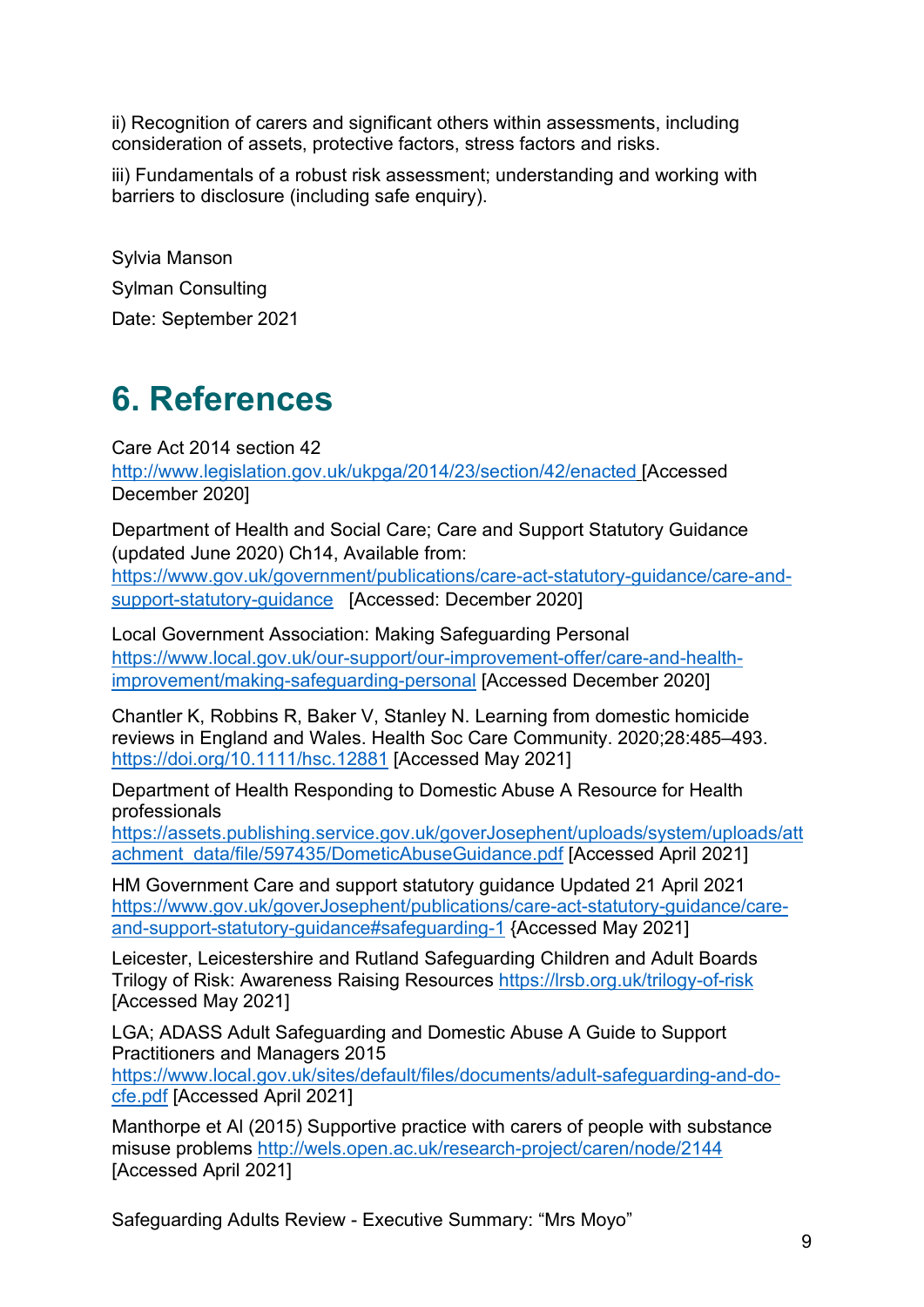ii) Recognition of carers and significant others within assessments, including consideration of assets, protective factors, stress factors and risks.

iii) Fundamentals of a robust risk assessment; understanding and working with barriers to disclosure (including safe enquiry).

Sylvia Manson

Sylman Consulting

Date: September 2021

# 6. References

Care Act 2014 section 42
http://www.legislation.gov.uk/ukpga/2014/23/section/42/enacted [Accessed December 2020]

Department of Health and Social Care; Care and Support Statutory Guidance (updated June 2020) Ch14, Available from:
https://www.gov.uk/government/publications/care-act-statutory-guidance/care-and-support-statutory-guidance [Accessed: December 2020]

Local Government Association: Making Safeguarding Personal
https://www.local.gov.uk/our-support/our-improvement-offer/care-and-health-improvement/making-safeguarding-personal [Accessed December 2020]

Chantler K, Robbins R, Baker V, Stanley N. Learning from domestic homicide reviews in England and Wales. Health Soc Care Community. 2020;28:485–493.
https://doi.org/10.1111/hsc.12881 [Accessed May 2021]

Department of Health Responding to Domestic Abuse A Resource for Health professionals
https://assets.publishing.service.gov.uk/goverJosephent/uploads/system/uploads/attachment_data/file/597435/DometicAbuseGuidance.pdf [Accessed April 2021]

HM Government Care and support statutory guidance Updated 21 April 2021
https://www.gov.uk/goverJosephent/publications/care-act-statutory-guidance/care-and-support-statutory-guidance#safeguarding-1 {Accessed May 2021]

Leicester, Leicestershire and Rutland Safeguarding Children and Adult Boards Trilogy of Risk: Awareness Raising Resources https://lrsb.org.uk/trilogy-of-risk [Accessed May 2021]

LGA; ADASS Adult Safeguarding and Domestic Abuse A Guide to Support Practitioners and Managers 2015
https://www.local.gov.uk/sites/default/files/documents/adult-safeguarding-and-do-cfe.pdf [Accessed April 2021]

Manthorpe et Al (2015) Supportive practice with carers of people with substance misuse problems http://wels.open.ac.uk/research-project/caren/node/2144 [Accessed April 2021]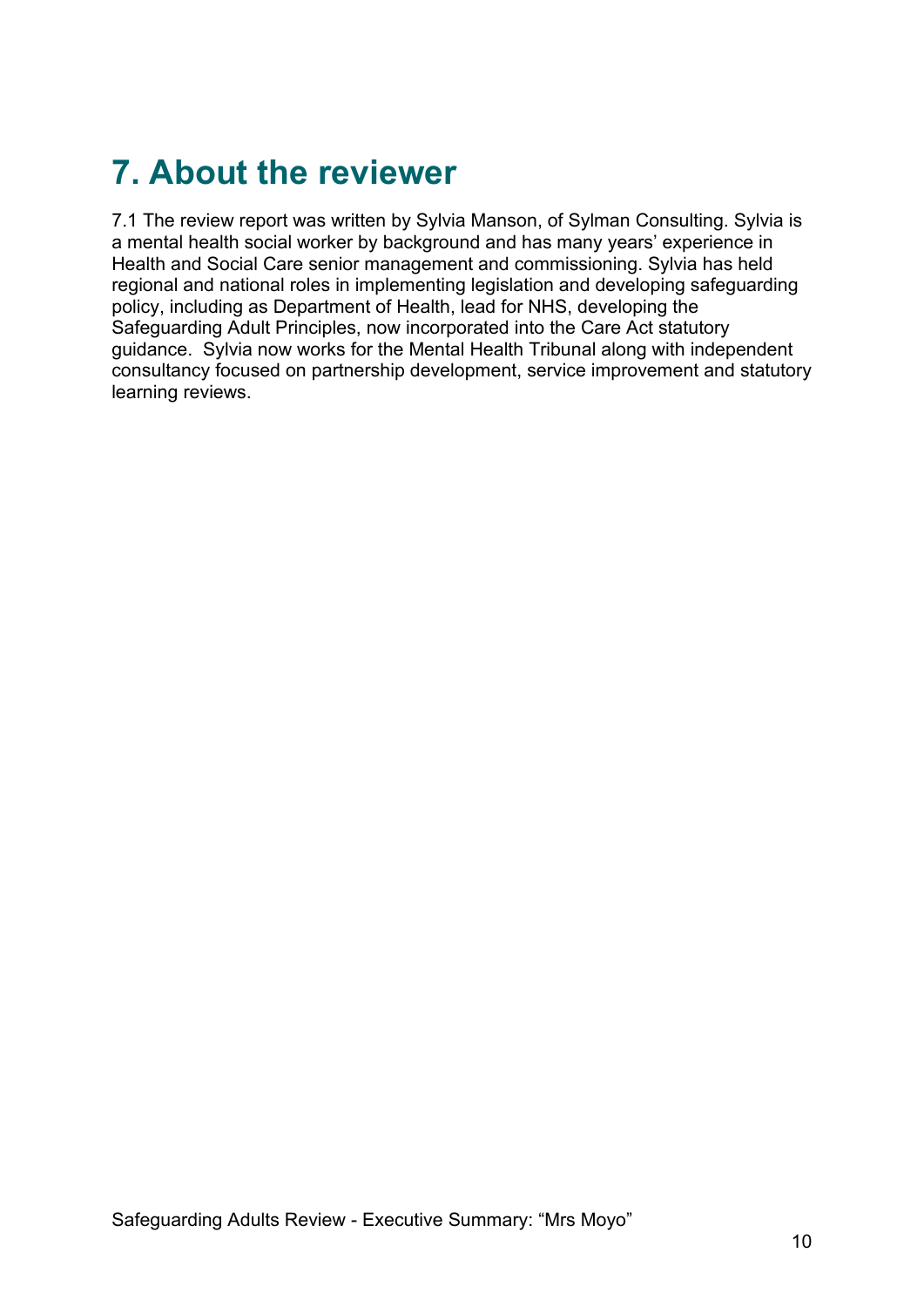# 7. About the reviewer

7.1 The review report was written by Sylvia Manson, of Sylman Consulting. Sylvia is a mental health social worker by background and has many years' experience in Health and Social Care senior management and commissioning. Sylvia has held regional and national roles in implementing legislation and developing safeguarding policy, including as Department of Health, lead for NHS, developing the Safeguarding Adult Principles, now incorporated into the Care Act statutory guidance. Sylvia now works for the Mental Health Tribunal along with independent consultancy focused on partnership development, service improvement and statutory learning reviews.